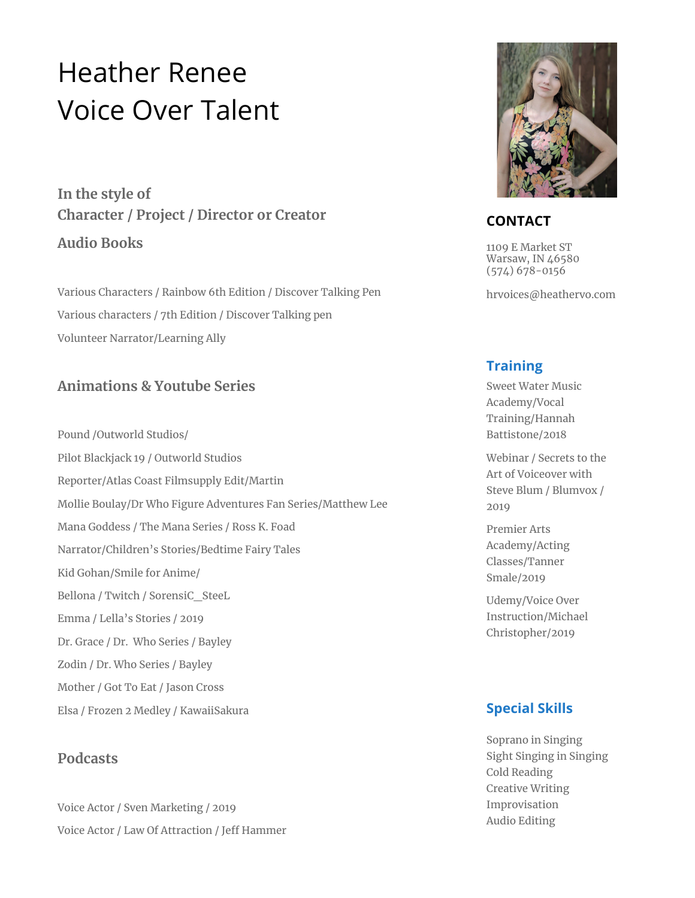# Heather Renee
# Voice Over Talent

### In the style of
### Character / Project / Director or Creator

### Audio Books

Various Characters / Rainbow 6th Edition / Discover Talking Pen

Various characters / 7th Edition / Discover Talking pen

Volunteer Narrator/Learning Ally

### Animations & Youtube Series

Pound /Outworld Studios/

Pilot Blackjack 19 / Outworld Studios

Reporter/Atlas Coast Filmsupply Edit/Martin

Mollie Boulay/Dr Who Figure Adventures Fan Series/Matthew Lee

Mana Goddess / The Mana Series / Ross K. Foad

Narrator/Children's Stories/Bedtime Fairy Tales

Kid Gohan/Smile for Anime/

Bellona / Twitch / SorensiC_SteeL

Emma / Lella's Stories / 2019

Dr. Grace / Dr. Who Series / Bayley

Zodin / Dr. Who Series / Bayley

Mother / Got To Eat / Jason Cross

Elsa / Frozen 2 Medley / KawaiiSakura

### Podcasts

Voice Actor / Sven Marketing / 2019

Voice Actor / Law Of Attraction / Jeff Hammer

## CONTACT

1109 E Market ST
Warsaw, IN 46580
(574) 678-0156

hrvoices@heathervo.com

## Training

Sweet Water Music Academy/Vocal Training/Hannah Battistone/2018

Webinar / Secrets to the Art of Voiceover with Steve Blum / Blumvox / 2019

Premier Arts Academy/Acting Classes/Tanner Smale/2019

Udemy/Voice Over Instruction/Michael Christopher/2019

## Special Skills

Soprano in Singing
Sight Singing in Singing
Cold Reading
Creative Writing
Improvisation
Audio Editing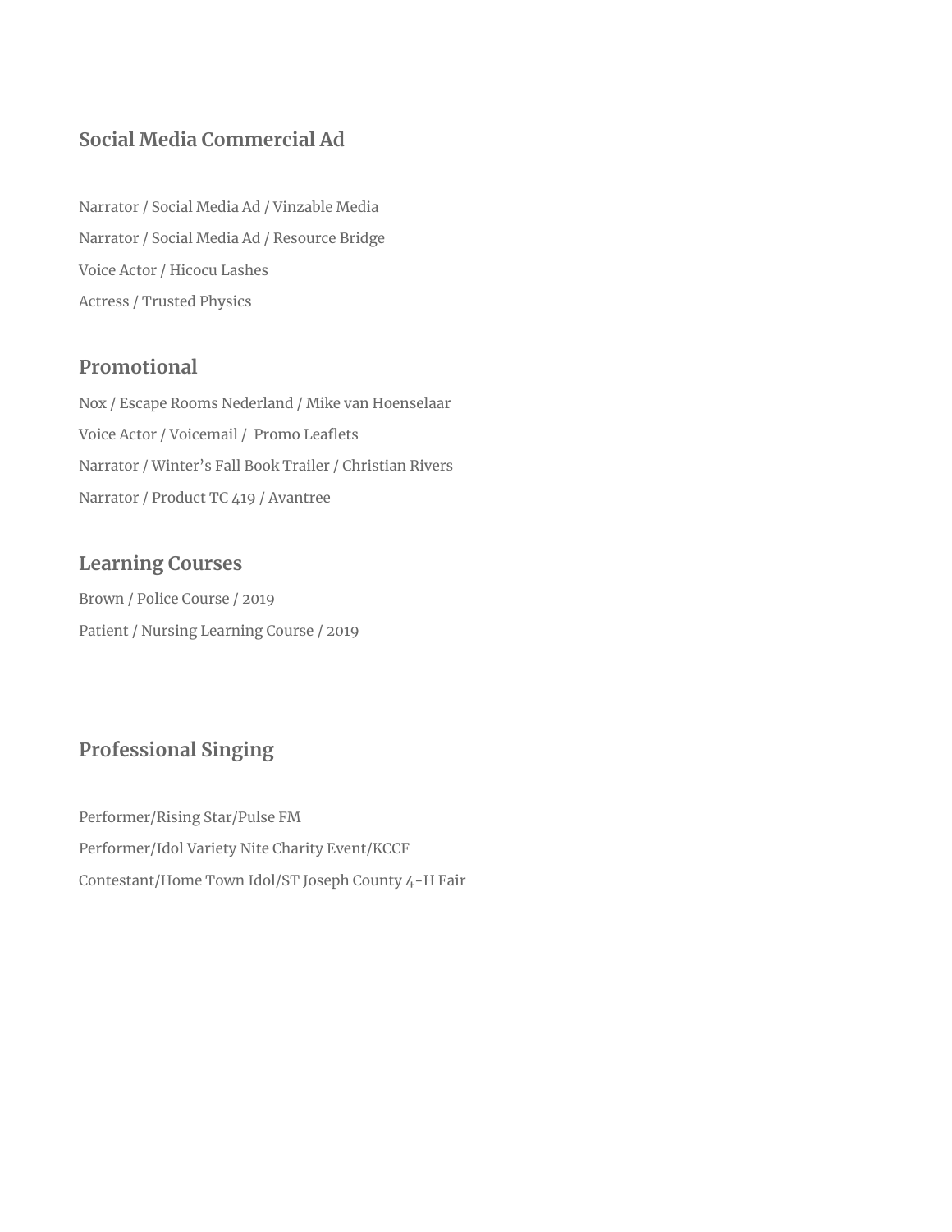## Social Media Commercial Ad

Narrator / Social Media Ad / Vinzable Media

Narrator / Social Media Ad / Resource Bridge

Voice Actor / Hicocu Lashes

Actress / Trusted Physics

## Promotional

Nox / Escape Rooms Nederland / Mike van Hoenselaar

Voice Actor / Voicemail /  Promo Leaflets

Narrator / Winter's Fall Book Trailer / Christian Rivers

Narrator / Product TC 419 / Avantree

## Learning Courses

Brown / Police Course / 2019

Patient / Nursing Learning Course / 2019

## Professional Singing

Performer/Rising Star/Pulse FM

Performer/Idol Variety Nite Charity Event/KCCF

Contestant/Home Town Idol/ST Joseph County 4-H Fair